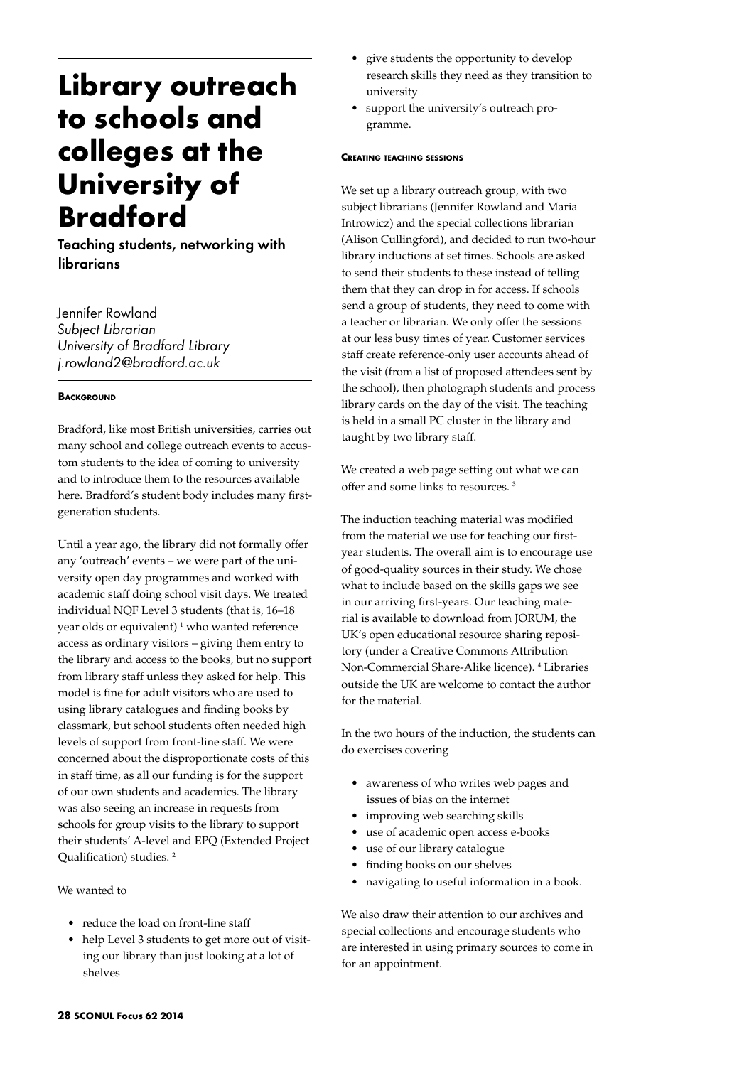# Library outreach to schools and colleges at the University of Bradford

## Teaching students, networking with librarians

Jennifer Rowland
*Subject Librarian*
*University of Bradford Library*
*j.rowland2@bradford.ac.uk*

### Background

Bradford, like most British universities, carries out many school and college outreach events to accustom students to the idea of coming to university and to introduce them to the resources available here. Bradford's student body includes many first-generation students.

Until a year ago, the library did not formally offer any 'outreach' events – we were part of the university open day programmes and worked with academic staff doing school visit days. We treated individual NQF Level 3 students (that is, 16–18 year olds or equivalent) [1] who wanted reference access as ordinary visitors – giving them entry to the library and access to the books, but no support from library staff unless they asked for help. This model is fine for adult visitors who are used to using library catalogues and finding books by classmark, but school students often needed high levels of support from front-line staff. We were concerned about the disproportionate costs of this in staff time, as all our funding is for the support of our own students and academics. The library was also seeing an increase in requests from schools for group visits to the library to support their students' A-level and EPQ (Extended Project Qualification) studies. [2]

We wanted to

- reduce the load on front-line staff
- help Level 3 students to get more out of visiting our library than just looking at a lot of shelves
- give students the opportunity to develop research skills they need as they transition to university
- support the university's outreach programme.

### Creating teaching sessions

We set up a library outreach group, with two subject librarians (Jennifer Rowland and Maria Introwicz) and the special collections librarian (Alison Cullingford), and decided to run two-hour library inductions at set times. Schools are asked to send their students to these instead of telling them that they can drop in for access. If schools send a group of students, they need to come with a teacher or librarian. We only offer the sessions at our less busy times of year. Customer services staff create reference-only user accounts ahead of the visit (from a list of proposed attendees sent by the school), then photograph students and process library cards on the day of the visit. The teaching is held in a small PC cluster in the library and taught by two library staff.

We created a web page setting out what we can offer and some links to resources. [3]

The induction teaching material was modified from the material we use for teaching our first-year students. The overall aim is to encourage use of good-quality sources in their study. We chose what to include based on the skills gaps we see in our arriving first-years. Our teaching material is available to download from JORUM, the UK's open educational resource sharing repository (under a Creative Commons Attribution Non-Commercial Share-Alike licence). [4] Libraries outside the UK are welcome to contact the author for the material.

In the two hours of the induction, the students can do exercises covering

- awareness of who writes web pages and issues of bias on the internet
- improving web searching skills
- use of academic open access e-books
- use of our library catalogue
- finding books on our shelves
- navigating to useful information in a book.

We also draw their attention to our archives and special collections and encourage students who are interested in using primary sources to come in for an appointment.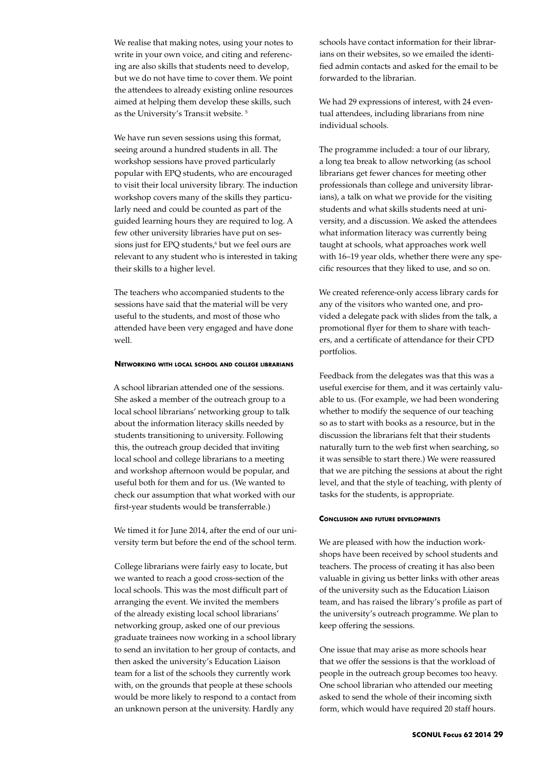We realise that making notes, using your notes to write in your own voice, and citing and referencing are also skills that students need to develop, but we do not have time to cover them. We point the attendees to already existing online resources aimed at helping them develop these skills, such as the University's Trans:it website. [5]

We have run seven sessions using this format, seeing around a hundred students in all. The workshop sessions have proved particularly popular with EPQ students, who are encouraged to visit their local university library. The induction workshop covers many of the skills they particularly need and could be counted as part of the guided learning hours they are required to log. A few other university libraries have put on sessions just for EPQ students,[6] but we feel ours are relevant to any student who is interested in taking their skills to a higher level.

The teachers who accompanied students to the sessions have said that the material will be very useful to the students, and most of those who attended have been very engaged and have done well.

### Networking with local school and college librarians

A school librarian attended one of the sessions. She asked a member of the outreach group to a local school librarians' networking group to talk about the information literacy skills needed by students transitioning to university. Following this, the outreach group decided that inviting local school and college librarians to a meeting and workshop afternoon would be popular, and useful both for them and for us. (We wanted to check our assumption that what worked with our first-year students would be transferrable.)

We timed it for June 2014, after the end of our university term but before the end of the school term.

College librarians were fairly easy to locate, but we wanted to reach a good cross-section of the local schools. This was the most difficult part of arranging the event. We invited the members of the already existing local school librarians' networking group, asked one of our previous graduate trainees now working in a school library to send an invitation to her group of contacts, and then asked the university's Education Liaison team for a list of the schools they currently work with, on the grounds that people at these schools would be more likely to respond to a contact from an unknown person at the university. Hardly any schools have contact information for their librarians on their websites, so we emailed the identified admin contacts and asked for the email to be forwarded to the librarian.

We had 29 expressions of interest, with 24 eventual attendees, including librarians from nine individual schools.

The programme included: a tour of our library, a long tea break to allow networking (as school librarians get fewer chances for meeting other professionals than college and university librarians), a talk on what we provide for the visiting students and what skills students need at university, and a discussion. We asked the attendees what information literacy was currently being taught at schools, what approaches work well with 16–19 year olds, whether there were any specific resources that they liked to use, and so on.

We created reference-only access library cards for any of the visitors who wanted one, and provided a delegate pack with slides from the talk, a promotional flyer for them to share with teachers, and a certificate of attendance for their CPD portfolios.

Feedback from the delegates was that this was a useful exercise for them, and it was certainly valuable to us. (For example, we had been wondering whether to modify the sequence of our teaching so as to start with books as a resource, but in the discussion the librarians felt that their students naturally turn to the web first when searching, so it was sensible to start there.) We were reassured that we are pitching the sessions at about the right level, and that the style of teaching, with plenty of tasks for the students, is appropriate.

### Conclusion and future developments

We are pleased with how the induction workshops have been received by school students and teachers. The process of creating it has also been valuable in giving us better links with other areas of the university such as the Education Liaison team, and has raised the library's profile as part of the university's outreach programme. We plan to keep offering the sessions.

One issue that may arise as more schools hear that we offer the sessions is that the workload of people in the outreach group becomes too heavy. One school librarian who attended our meeting asked to send the whole of their incoming sixth form, which would have required 20 staff hours.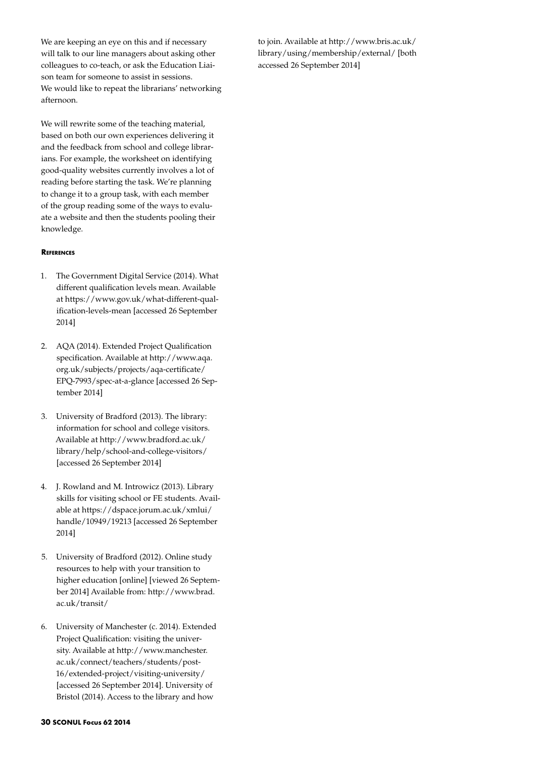We are keeping an eye on this and if necessary will talk to our line managers about asking other colleagues to co-teach, or ask the Education Liaison team for someone to assist in sessions.
We would like to repeat the librarians' networking afternoon.

We will rewrite some of the teaching material, based on both our own experiences delivering it and the feedback from school and college librarians. For example, the worksheet on identifying good-quality websites currently involves a lot of reading before starting the task. We're planning to change it to a group task, with each member of the group reading some of the ways to evaluate a website and then the students pooling their knowledge.

#### References

1. The Government Digital Service (2014). What different qualification levels mean. Available at https://www.gov.uk/what-different-qualification-levels-mean [accessed 26 September 2014]

2. AQA (2014). Extended Project Qualification specification. Available at http://www.aqa.org.uk/subjects/projects/aqa-certificate/EPQ-7993/spec-at-a-glance [accessed 26 September 2014]

3. University of Bradford (2013). The library: information for school and college visitors. Available at http://www.bradford.ac.uk/library/help/school-and-college-visitors/ [accessed 26 September 2014]

4. J. Rowland and M. Introwicz (2013). Library skills for visiting school or FE students. Available at https://dspace.jorum.ac.uk/xmlui/handle/10949/19213 [accessed 26 September 2014]

5. University of Bradford (2012). Online study resources to help with your transition to higher education [online] [viewed 26 September 2014] Available from: http://www.brad.ac.uk/transit/

6. University of Manchester (c. 2014). Extended Project Qualification: visiting the university. Available at http://www.manchester.ac.uk/connect/teachers/students/post-16/extended-project/visiting-university/ [accessed 26 September 2014]. University of Bristol (2014). Access to the library and how to join. Available at http://www.bris.ac.uk/library/using/membership/external/ [both accessed 26 September 2014]